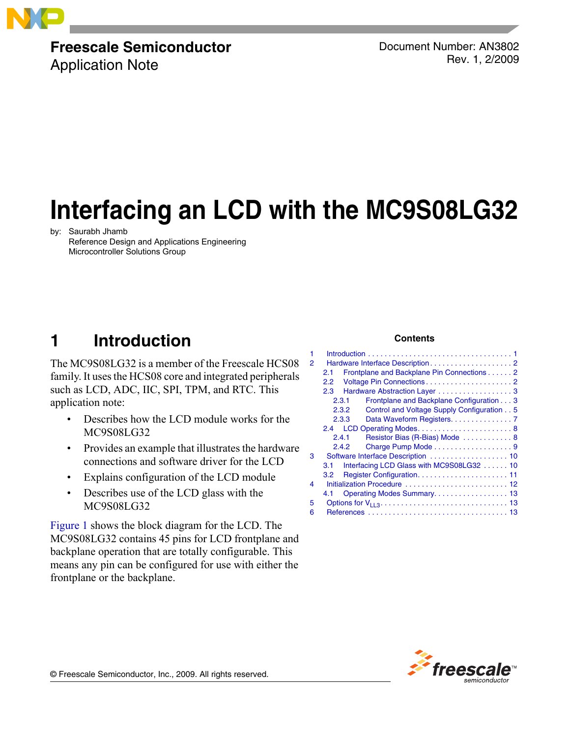Freescale Semiconductor

Application Note

Document Number: AN3802

Rev. 1, 2/2009

# Interfacing an LCD with the MC9S08LG32

by: Saurabh Jhamb
Reference Design and Applications Engineering
Microcontroller Solutions Group

## 1 Introduction

The MC9S08LG32 is a member of the Freescale HCS08 family. It uses the HCS08 core and integrated peripherals such as LCD, ADC, IIC, SPI, TPM, and RTC. This application note:

- Describes how the LCD module works for the MC9S08LG32
- Provides an example that illustrates the hardware connections and software driver for the LCD
- Explains configuration of the LCD module
- Describes use of the LCD glass with the MC9S08LG32

Figure 1 shows the block diagram for the LCD. The MC9S08LG32 contains 45 pins for LCD frontplane and backplane operation that are totally configurable. This means any pin can be configured for use with either the frontplane or the backplane.

**Contents**

1 Introduction . . . . . 1
2 Hardware Interface Description . . . . . 2
  2.1 Frontplane and Backplane Pin Connections . . . . . 2
  2.2 Voltage Pin Connections . . . . . 2
  2.3 Hardware Abstraction Layer . . . . . 3
    2.3.1 Frontplane and Backplane Configuration . . . 3
    2.3.2 Control and Voltage Supply Configuration . . 5
    2.3.3 Data Waveform Registers. . . . . 7
  2.4 LCD Operating Modes. . . . . 8
    2.4.1 Resistor Bias (R-Bias) Mode . . . . . 8
    2.4.2 Charge Pump Mode . . . . . 9
3 Software Interface Description . . . . . 10
  3.1 Interfacing LCD Glass with MC9S08LG32 . . . . . . 10
  3.2 Register Configuration. . . . . 11
4 Initialization Procedure . . . . . 12
  4.1 Operating Modes Summary. . . . . 13
5 Options for $V_{LL3}$ . . . . . 13
6 References . . . . . 13

© Freescale Semiconductor, Inc., 2009. All rights reserved.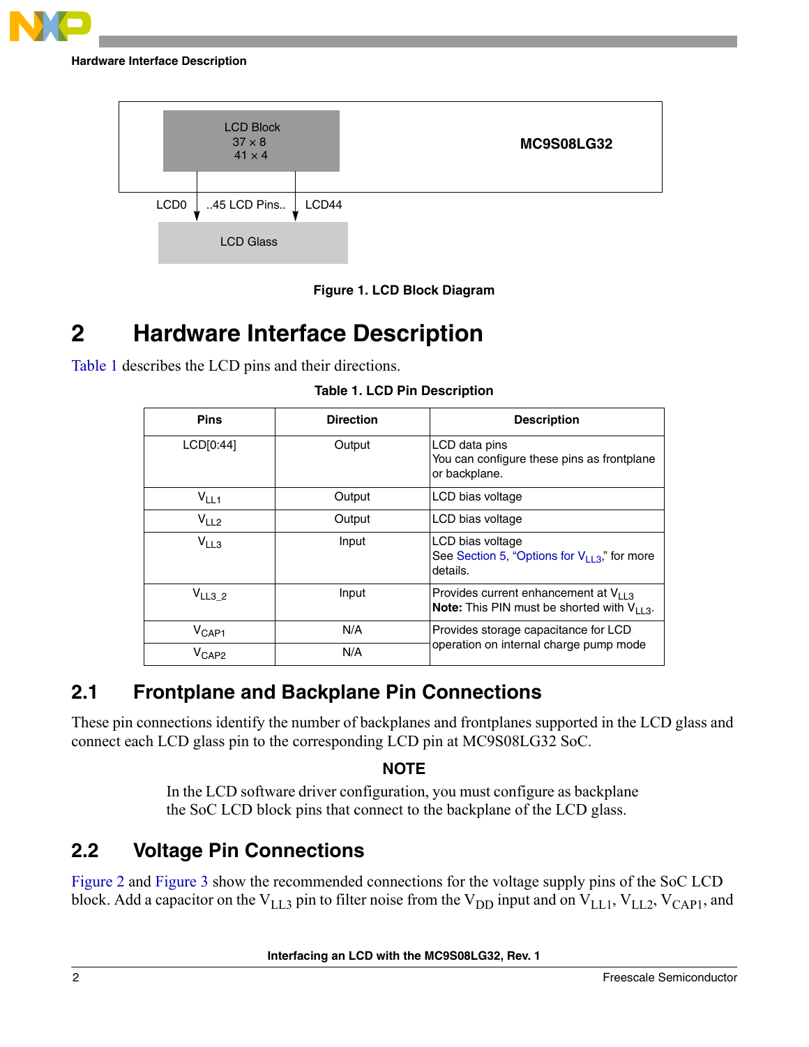LCD Block
37 × 8
41 × 4

MC9S08LG32

LCD0 ..45 LCD Pins.. LCD44

LCD Glass

**Figure 1. LCD Block Diagram**

# 2 Hardware Interface Description

Table 1 describes the LCD pins and their directions.

**Table 1. LCD Pin Description**

| Pins | Direction | Description |
|---|---|---|
| LCD[0:44] | Output | LCD data pins<br>You can configure these pins as frontplane or backplane. |
| $V_{LL1}$ | Output | LCD bias voltage |
| $V_{LL2}$ | Output | LCD bias voltage |
| $V_{LL3}$ | Input | LCD bias voltage<br>See Section 5, "Options for $V_{LL3}$," for more details. |
| $V_{LL3\_2}$ | Input | Provides current enhancement at $V_{LL3}$<br>**Note:** This PIN must be shorted with $V_{LL3}$. |
| $V_{CAP1}$ | N/A | Provides storage capacitance for LCD operation on internal charge pump mode |
| $V_{CAP2}$ | N/A | |

## 2.1 Frontplane and Backplane Pin Connections

These pin connections identify the number of backplanes and frontplanes supported in the LCD glass and connect each LCD glass pin to the corresponding LCD pin at MC9S08LG32 SoC.

**NOTE**

In the LCD software driver configuration, you must configure as backplane the SoC LCD block pins that connect to the backplane of the LCD glass.

## 2.2 Voltage Pin Connections

Figure 2 and Figure 3 show the recommended connections for the voltage supply pins of the SoC LCD block. Add a capacitor on the $V_{LL3}$ pin to filter noise from the $V_{DD}$ input and on $V_{LL1}$, $V_{LL2}$, $V_{CAP1}$, and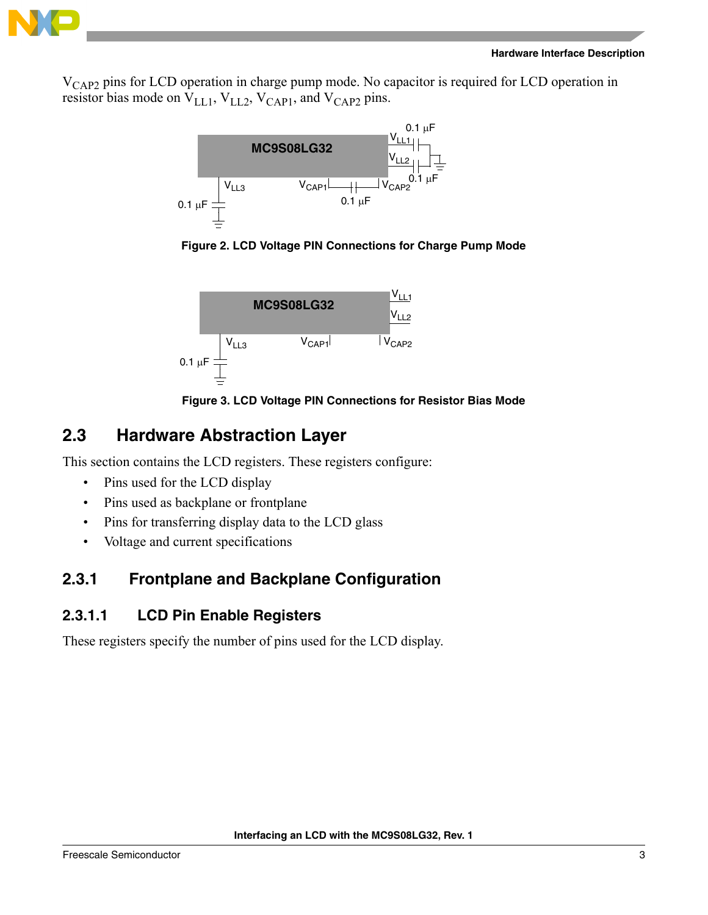$V_{CAP2}$ pins for LCD operation in charge pump mode. No capacitor is required for LCD operation in resistor bias mode on $V_{LL1}$, $V_{LL2}$, $V_{CAP1}$, and $V_{CAP2}$ pins.

**Figure 2. LCD Voltage PIN Connections for Charge Pump Mode**

**Figure 3. LCD Voltage PIN Connections for Resistor Bias Mode**

## 2.3 Hardware Abstraction Layer

This section contains the LCD registers. These registers configure:

- Pins used for the LCD display
- Pins used as backplane or frontplane
- Pins for transferring display data to the LCD glass
- Voltage and current specifications

### 2.3.1 Frontplane and Backplane Configuration

#### 2.3.1.1 LCD Pin Enable Registers

These registers specify the number of pins used for the LCD display.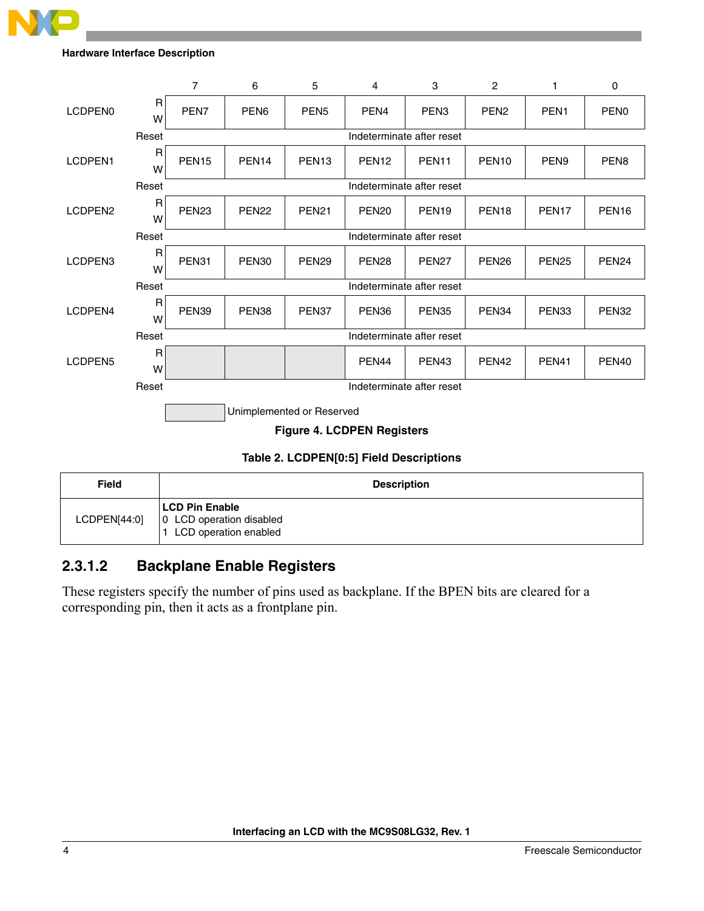| | | 7 | 6 | 5 | 4 | 3 | 2 | 1 | 0 |
|---|---|---|---|---|---|---|---|---|---|
| LCDPEN0 | R/W | PEN7 | PEN6 | PEN5 | PEN4 | PEN3 | PEN2 | PEN1 | PEN0 |
| | Reset | Indeterminate after reset | | | | | | | |
| LCDPEN1 | R/W | PEN15 | PEN14 | PEN13 | PEN12 | PEN11 | PEN10 | PEN9 | PEN8 |
| | Reset | Indeterminate after reset | | | | | | | |
| LCDPEN2 | R/W | PEN23 | PEN22 | PEN21 | PEN20 | PEN19 | PEN18 | PEN17 | PEN16 |
| | Reset | Indeterminate after reset | | | | | | | |
| LCDPEN3 | R/W | PEN31 | PEN30 | PEN29 | PEN28 | PEN27 | PEN26 | PEN25 | PEN24 |
| | Reset | Indeterminate after reset | | | | | | | |
| LCDPEN4 | R/W | PEN39 | PEN38 | PEN37 | PEN36 | PEN35 | PEN34 | PEN33 | PEN32 |
| | Reset | Indeterminate after reset | | | | | | | |
| LCDPEN5 | R/W | | | | PEN44 | PEN43 | PEN42 | PEN41 | PEN40 |
| | Reset | Indeterminate after reset | | | | | | | |

(Shaded cells: Unimplemented or Reserved)

**Figure 4. LCDPEN Registers**

**Table 2. LCDPEN[0:5] Field Descriptions**

| Field | Description |
|---|---|
| LCDPEN[44:0] | **LCD Pin Enable**<br>0 LCD operation disabled<br>1 LCD operation enabled |

### 2.3.1.2 Backplane Enable Registers

These registers specify the number of pins used as backplane. If the BPEN bits are cleared for a corresponding pin, then it acts as a frontplane pin.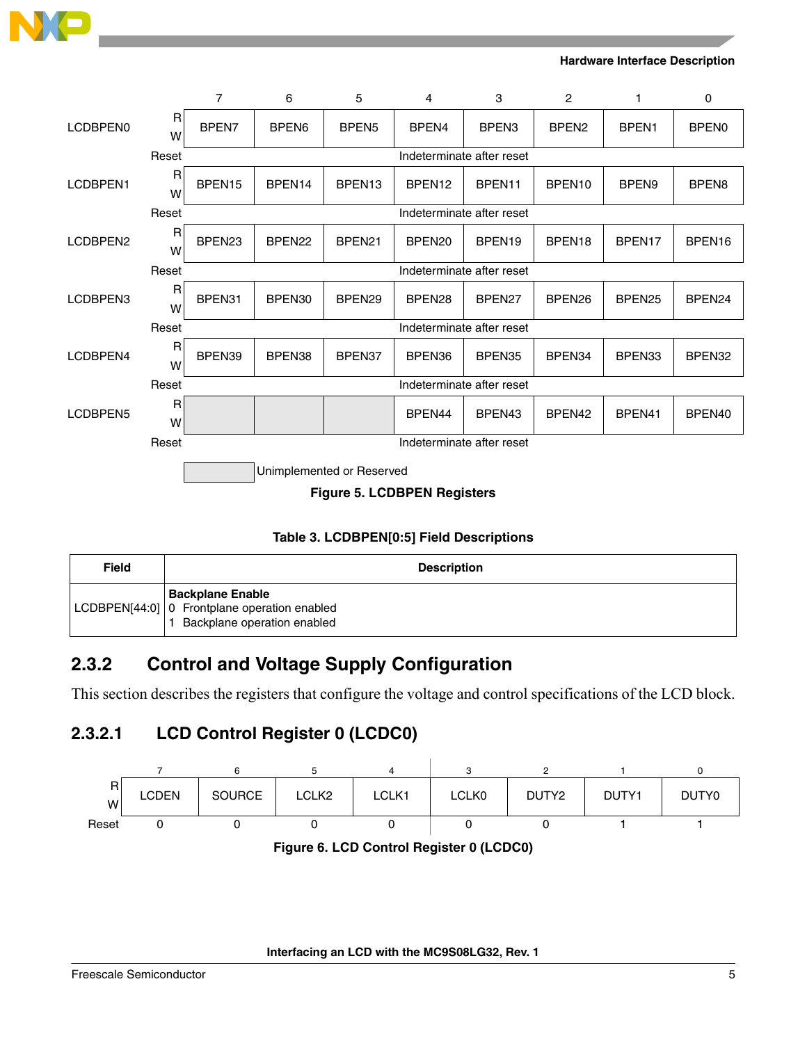| Register | | 7 | 6 | 5 | 4 | 3 | 2 | 1 | 0 |
|---|---|---|---|---|---|---|---|---|---|
| LCDBPEN0 | R/W | BPEN7 | BPEN6 | BPEN5 | BPEN4 | BPEN3 | BPEN2 | BPEN1 | BPEN0 |
| | Reset | Indeterminate after reset | | | | | | | |
| LCDBPEN1 | R/W | BPEN15 | BPEN14 | BPEN13 | BPEN12 | BPEN11 | BPEN10 | BPEN9 | BPEN8 |
| | Reset | Indeterminate after reset | | | | | | | |
| LCDBPEN2 | R/W | BPEN23 | BPEN22 | BPEN21 | BPEN20 | BPEN19 | BPEN18 | BPEN17 | BPEN16 |
| | Reset | Indeterminate after reset | | | | | | | |
| LCDBPEN3 | R/W | BPEN31 | BPEN30 | BPEN29 | BPEN28 | BPEN27 | BPEN26 | BPEN25 | BPEN24 |
| | Reset | Indeterminate after reset | | | | | | | |
| LCDBPEN4 | R/W | BPEN39 | BPEN38 | BPEN37 | BPEN36 | BPEN35 | BPEN34 | BPEN33 | BPEN32 |
| | Reset | Indeterminate after reset | | | | | | | |
| LCDBPEN5 | R/W | | | | BPEN44 | BPEN43 | BPEN42 | BPEN41 | BPEN40 |
| | Reset | Indeterminate after reset | | | | | | | |

(Shaded cells: Unimplemented or Reserved)

**Figure 5. LCDBPEN Registers**

**Table 3. LCDBPEN[0:5] Field Descriptions**

| Field | Description |
|---|---|
| LCDBPEN[44:0] | **Backplane Enable**<br>0 Frontplane operation enabled<br>1 Backplane operation enabled |

## 2.3.2 Control and Voltage Supply Configuration

This section describes the registers that configure the voltage and control specifications of the LCD block.

### 2.3.2.1 LCD Control Register 0 (LCDC0)

| | 7 | 6 | 5 | 4 | 3 | 2 | 1 | 0 |
|---|---|---|---|---|---|---|---|---|
| R/W | LCDEN | SOURCE | LCLK2 | LCLK1 | LCLK0 | DUTY2 | DUTY1 | DUTY0 |
| Reset | 0 | 0 | 0 | 0 | 0 | 0 | 1 | 1 |

**Figure 6. LCD Control Register 0 (LCDC0)**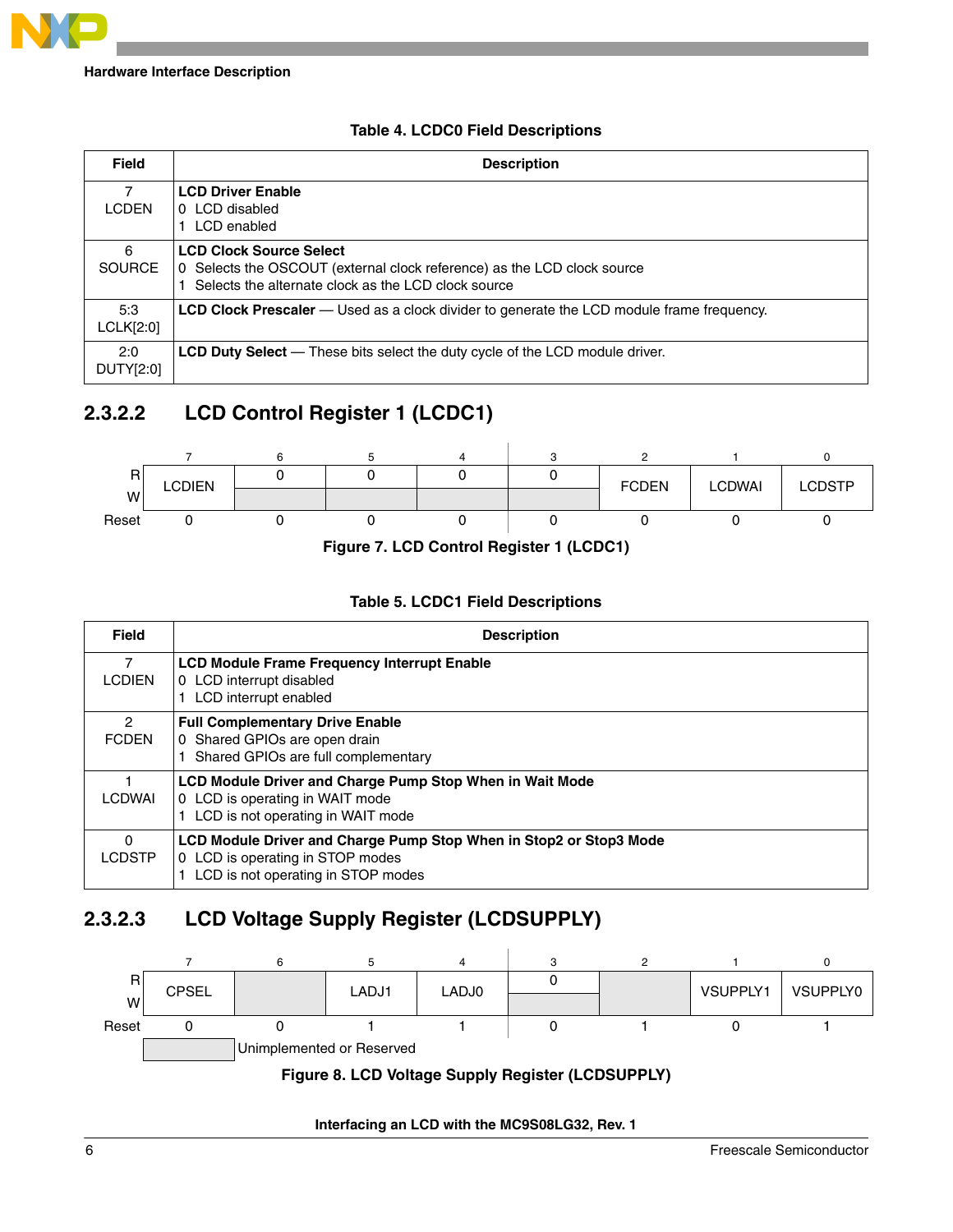**Table 4. LCDC0 Field Descriptions**

| Field | Description |
|---|---|
| 7<br>LCDEN | **LCD Driver Enable**<br>0 LCD disabled<br>1 LCD enabled |
| 6<br>SOURCE | **LCD Clock Source Select**<br>0 Selects the OSCOUT (external clock reference) as the LCD clock source<br>1 Selects the alternate clock as the LCD clock source |
| 5:3<br>LCLK[2:0] | **LCD Clock Prescaler** — Used as a clock divider to generate the LCD module frame frequency. |
| 2:0<br>DUTY[2:0] | **LCD Duty Select** — These bits select the duty cycle of the LCD module driver. |

### 2.3.2.2 LCD Control Register 1 (LCDC1)

| | 7 | 6 | 5 | 4 | 3 | 2 | 1 | 0 |
|---|---|---|---|---|---|---|---|---|
| R | LCDIEN | 0 | 0 | 0 | 0 | FCDEN | LCDWAI | LCDSTP |
| W | | | | | | | | |
| Reset | 0 | 0 | 0 | 0 | 0 | 0 | 0 | 0 |

**Figure 7. LCD Control Register 1 (LCDC1)**

**Table 5. LCDC1 Field Descriptions**

| Field | Description |
|---|---|
| 7<br>LCDIEN | **LCD Module Frame Frequency Interrupt Enable**<br>0 LCD interrupt disabled<br>1 LCD interrupt enabled |
| 2<br>FCDEN | **Full Complementary Drive Enable**<br>0 Shared GPIOs are open drain<br>1 Shared GPIOs are full complementary |
| 1<br>LCDWAI | **LCD Module Driver and Charge Pump Stop When in Wait Mode**<br>0 LCD is operating in WAIT mode<br>1 LCD is not operating in WAIT mode |
| 0<br>LCDSTP | **LCD Module Driver and Charge Pump Stop When in Stop2 or Stop3 Mode**<br>0 LCD is operating in STOP modes<br>1 LCD is not operating in STOP modes |

### 2.3.2.3 LCD Voltage Supply Register (LCDSUPPLY)

| | 7 | 6 | 5 | 4 | 3 | 2 | 1 | 0 |
|---|---|---|---|---|---|---|---|---|
| R | CPSEL | | LADJ1 | LADJ0 | 0 | | VSUPPLY1 | VSUPPLY0 |
| W | | | | | | | | |
| Reset | 0 | 0 | 1 | 1 | 0 | 1 | 0 | 1 |

(Shaded) = Unimplemented or Reserved

**Figure 8. LCD Voltage Supply Register (LCDSUPPLY)**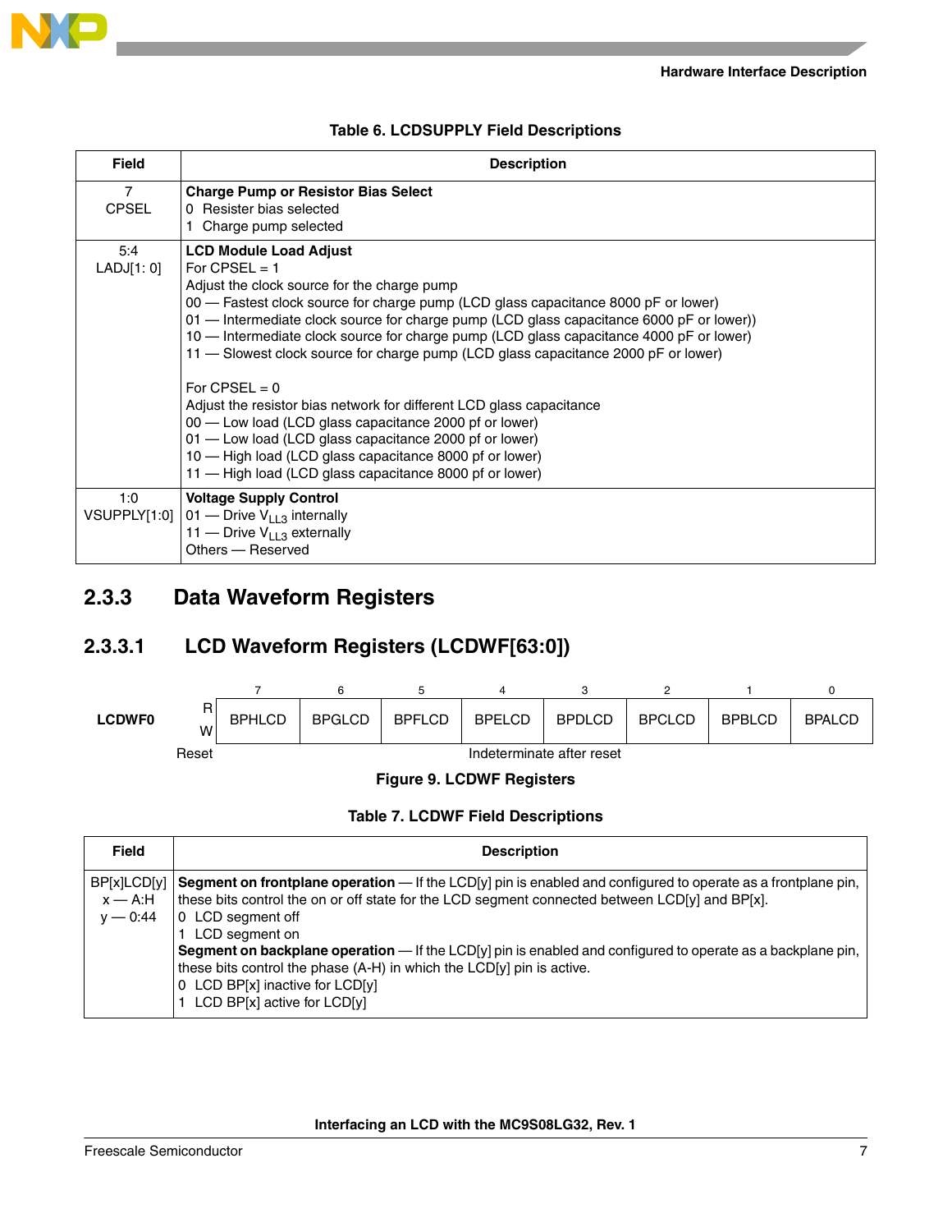**Table 6. LCDSUPPLY Field Descriptions**

| Field | Description |
|---|---|
| 7<br>CPSEL | **Charge Pump or Resistor Bias Select**<br>0 Resister bias selected<br>1 Charge pump selected |
| 5:4<br>LADJ[1: 0] | **LCD Module Load Adjust**<br>For CPSEL = 1<br>Adjust the clock source for the charge pump<br>00 — Fastest clock source for charge pump (LCD glass capacitance 8000 pF or lower)<br>01 — Intermediate clock source for charge pump (LCD glass capacitance 6000 pF or lower))<br>10 — Intermediate clock source for charge pump (LCD glass capacitance 4000 pF or lower)<br>11 — Slowest clock source for charge pump (LCD glass capacitance 2000 pF or lower)<br><br>For CPSEL = 0<br>Adjust the resistor bias network for different LCD glass capacitance<br>00 — Low load (LCD glass capacitance 2000 pf or lower)<br>01 — Low load (LCD glass capacitance 2000 pf or lower)<br>10 — High load (LCD glass capacitance 8000 pf or lower)<br>11 — High load (LCD glass capacitance 8000 pf or lower) |
| 1:0<br>VSUPPLY[1:0] | **Voltage Supply Control**<br>01 — Drive $V_{LL3}$ internally<br>11 — Drive $V_{LL3}$ externally<br>Others — Reserved |

## 2.3.3 Data Waveform Registers

### 2.3.3.1 LCD Waveform Registers (LCDWF[63:0])

| | | 7 | 6 | 5 | 4 | 3 | 2 | 1 | 0 |
|---|---|---|---|---|---|---|---|---|---|
| LCDWF0 | R<br>W | BPHLCD | BPGLCD | BPFLCD | BPELCD | BPDLCD | BPCLCD | BPBLCD | BPALCD |
| | Reset | Indeterminate after reset | | | | | | | |

Figure 9. LCDWF Registers

**Table 7. LCDWF Field Descriptions**

| Field | Description |
|---|---|
| BP[x]LCD[y]<br>x — A:H<br>y — 0:44 | **Segment on frontplane operation** — If the LCD[y] pin is enabled and configured to operate as a frontplane pin, these bits control the on or off state for the LCD segment connected between LCD[y] and BP[x].<br>0 LCD segment off<br>1 LCD segment on<br>**Segment on backplane operation** — If the LCD[y] pin is enabled and configured to operate as a backplane pin, these bits control the phase (A-H) in which the LCD[y] pin is active.<br>0 LCD BP[x] inactive for LCD[y]<br>1 LCD BP[x] active for LCD[y] |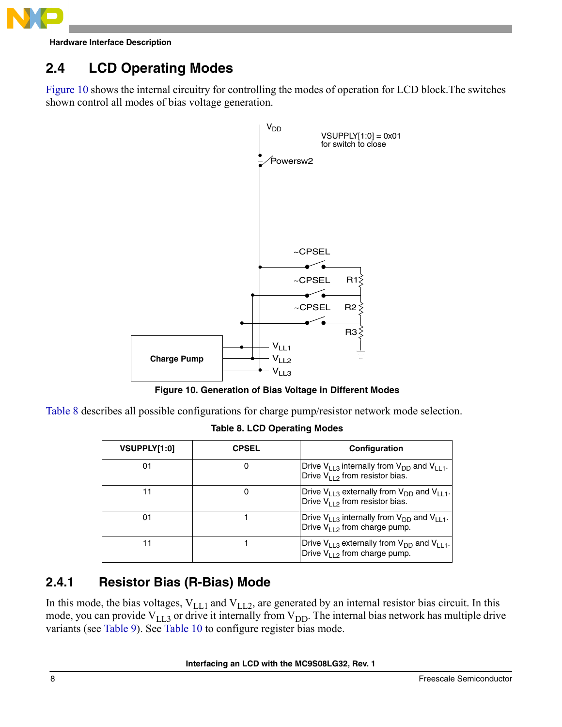## 2.4 LCD Operating Modes

Figure 10 shows the internal circuitry for controlling the modes of operation for LCD block.The switches shown control all modes of bias voltage generation.

Figure 10. Generation of Bias Voltage in Different Modes

Table 8 describes all possible configurations for charge pump/resistor network mode selection.

**Table 8. LCD Operating Modes**

| VSUPPLY[1:0] | CPSEL | Configuration |
|---|---|---|
| 01 | 0 | Drive $V_{LL3}$ internally from $V_{DD}$ and $V_{LL1}$. Drive $V_{LL2}$ from resistor bias. |
| 11 | 0 | Drive $V_{LL3}$ externally from $V_{DD}$ and $V_{LL1}$. Drive $V_{LL2}$ from resistor bias. |
| 01 | 1 | Drive $V_{LL3}$ internally from $V_{DD}$ and $V_{LL1}$. Drive $V_{LL2}$ from charge pump. |
| 11 | 1 | Drive $V_{LL3}$ externally from $V_{DD}$ and $V_{LL1}$. Drive $V_{LL2}$ from charge pump. |

### 2.4.1 Resistor Bias (R-Bias) Mode

In this mode, the bias voltages, $V_{LL1}$ and $V_{LL2}$, are generated by an internal resistor bias circuit. In this mode, you can provide $V_{LL3}$ or drive it internally from $V_{DD}$. The internal bias network has multiple drive variants (see Table 9). See Table 10 to configure register bias mode.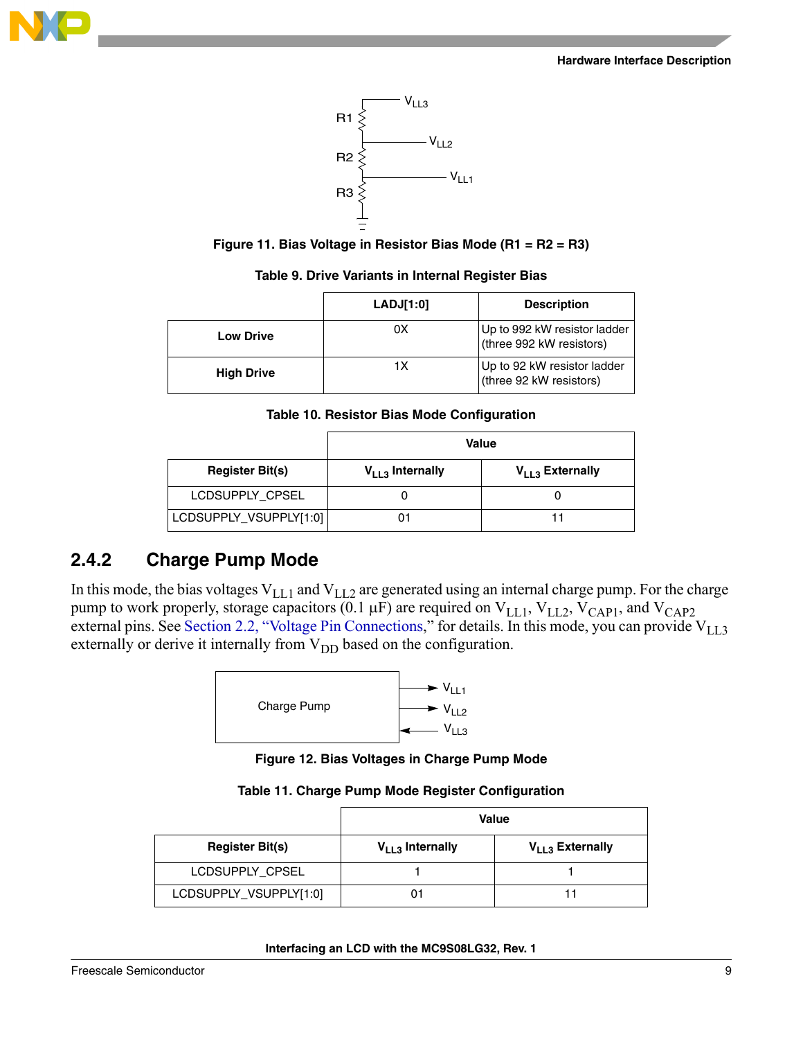Figure 11. Bias Voltage in Resistor Bias Mode (R1 = R2 = R3)

**Table 9. Drive Variants in Internal Register Bias**

| | LADJ[1:0] | Description |
|---|---|---|
| **Low Drive** | 0X | Up to 992 kW resistor ladder (three 992 kW resistors) |
| **High Drive** | 1X | Up to 92 kW resistor ladder (three 92 kW resistors) |

**Table 10. Resistor Bias Mode Configuration**

| | Value | |
|---|---|---|
| **Register Bit(s)** | **$V_{LL3}$ Internally** | **$V_{LL3}$ Externally** |
| LCDSUPPLY_CPSEL | 0 | 0 |
| LCDSUPPLY_VSUPPLY[1:0] | 01 | 11 |

## 2.4.2 Charge Pump Mode

In this mode, the bias voltages $V_{LL1}$ and $V_{LL2}$ are generated using an internal charge pump. For the charge pump to work properly, storage capacitors (0.1 μF) are required on $V_{LL1}$, $V_{LL2}$, $V_{CAP1}$, and $V_{CAP2}$ external pins. See Section 2.2, "Voltage Pin Connections," for details. In this mode, you can provide $V_{LL3}$ externally or derive it internally from $V_{DD}$ based on the configuration.

Figure 12. Bias Voltages in Charge Pump Mode

**Table 11. Charge Pump Mode Register Configuration**

| | Value | |
|---|---|---|
| **Register Bit(s)** | **$V_{LL3}$ Internally** | **$V_{LL3}$ Externally** |
| LCDSUPPLY_CPSEL | 1 | 1 |
| LCDSUPPLY_VSUPPLY[1:0] | 01 | 11 |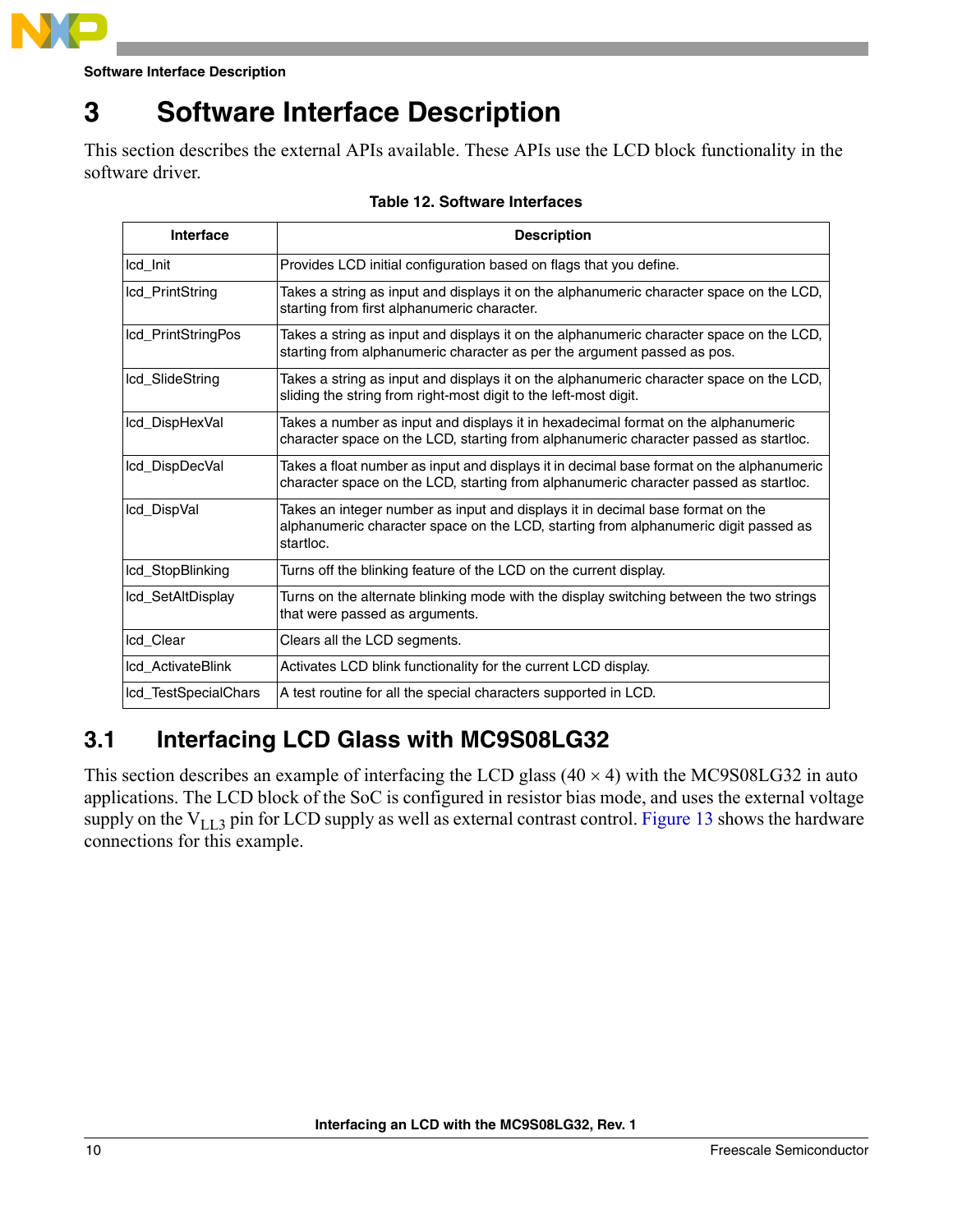# 3 Software Interface Description

This section describes the external APIs available. These APIs use the LCD block functionality in the software driver.

**Table 12. Software Interfaces**

| Interface | Description |
|---|---|
| lcd_Init | Provides LCD initial configuration based on flags that you define. |
| lcd_PrintString | Takes a string as input and displays it on the alphanumeric character space on the LCD, starting from first alphanumeric character. |
| lcd_PrintStringPos | Takes a string as input and displays it on the alphanumeric character space on the LCD, starting from alphanumeric character as per the argument passed as pos. |
| lcd_SlideString | Takes a string as input and displays it on the alphanumeric character space on the LCD, sliding the string from right-most digit to the left-most digit. |
| lcd_DispHexVal | Takes a number as input and displays it in hexadecimal format on the alphanumeric character space on the LCD, starting from alphanumeric character passed as startloc. |
| lcd_DispDecVal | Takes a float number as input and displays it in decimal base format on the alphanumeric character space on the LCD, starting from alphanumeric character passed as startloc. |
| lcd_DispVal | Takes an integer number as input and displays it in decimal base format on the alphanumeric character space on the LCD, starting from alphanumeric digit passed as startloc. |
| lcd_StopBlinking | Turns off the blinking feature of the LCD on the current display. |
| lcd_SetAltDisplay | Turns on the alternate blinking mode with the display switching between the two strings that were passed as arguments. |
| lcd_Clear | Clears all the LCD segments. |
| lcd_ActivateBlink | Activates LCD blink functionality for the current LCD display. |
| lcd_TestSpecialChars | A test routine for all the special characters supported in LCD. |

## 3.1 Interfacing LCD Glass with MC9S08LG32

This section describes an example of interfacing the LCD glass (40 × 4) with the MC9S08LG32 in auto applications. The LCD block of the SoC is configured in resistor bias mode, and uses the external voltage supply on the $V_{LL3}$ pin for LCD supply as well as external contrast control. Figure 13 shows the hardware connections for this example.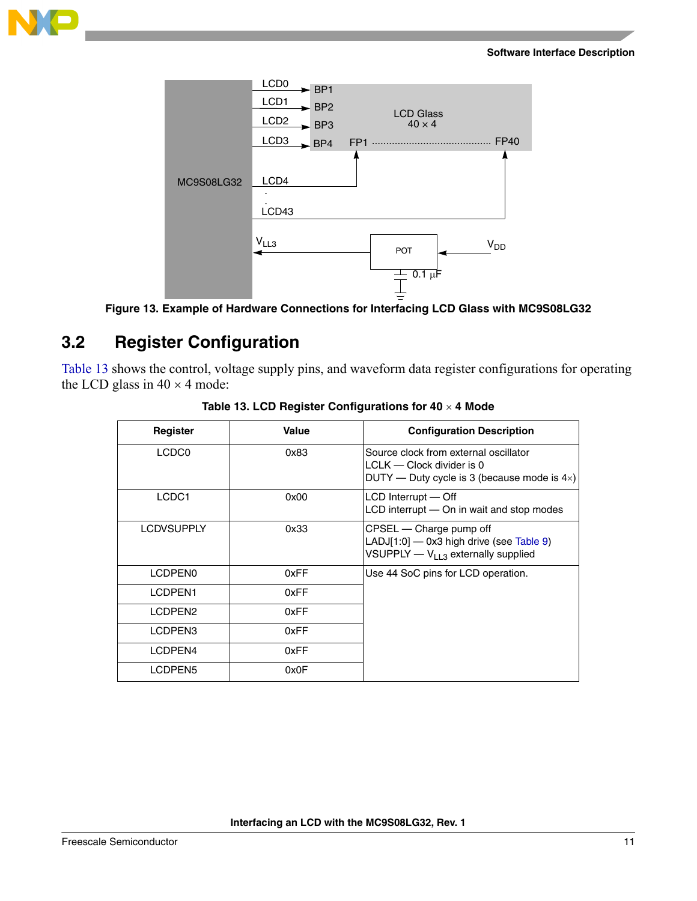Figure 13. Example of Hardware Connections for Interfacing LCD Glass with MC9S08LG32

## 3.2 Register Configuration

Table 13 shows the control, voltage supply pins, and waveform data register configurations for operating the LCD glass in 40 × 4 mode:

Table 13. LCD Register Configurations for 40 × 4 Mode

| Register | Value | Configuration Description |
|---|---|---|
| LCDC0 | 0x83 | Source clock from external oscillator<br>LCLK — Clock divider is 0<br>DUTY — Duty cycle is 3 (because mode is 4×) |
| LCDC1 | 0x00 | LCD Interrupt — Off<br>LCD interrupt — On in wait and stop modes |
| LCDVSUPPLY | 0x33 | CPSEL — Charge pump off<br>LADJ[1:0] — 0x3 high drive (see Table 9)<br>VSUPPLY — $V_{LL3}$ externally supplied |
| LCDPEN0 | 0xFF | Use 44 SoC pins for LCD operation. |
| LCDPEN1 | 0xFF | |
| LCDPEN2 | 0xFF | |
| LCDPEN3 | 0xFF | |
| LCDPEN4 | 0xFF | |
| LCDPEN5 | 0x0F | |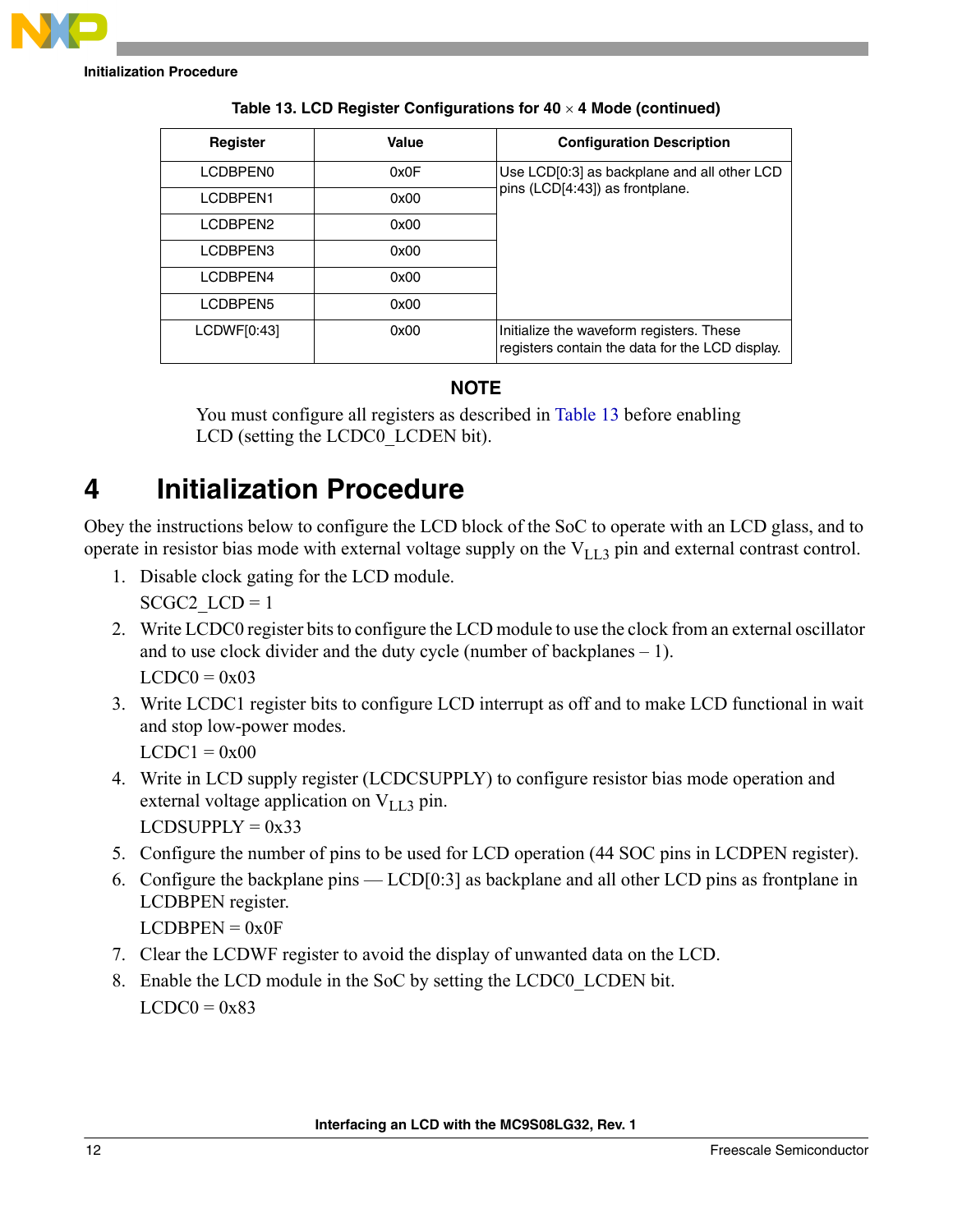**Table 13. LCD Register Configurations for 40 × 4 Mode (continued)**

| Register | Value | Configuration Description |
|---|---|---|
| LCDBPEN0 | 0x0F | Use LCD[0:3] as backplane and all other LCD pins (LCD[4:43]) as frontplane. |
| LCDBPEN1 | 0x00 | |
| LCDBPEN2 | 0x00 | |
| LCDBPEN3 | 0x00 | |
| LCDBPEN4 | 0x00 | |
| LCDBPEN5 | 0x00 | |
| LCDWF[0:43] | 0x00 | Initialize the waveform registers. These registers contain the data for the LCD display. |

**NOTE**

You must configure all registers as described in Table 13 before enabling LCD (setting the LCDC0_LCDEN bit).

# 4 Initialization Procedure

Obey the instructions below to configure the LCD block of the SoC to operate with an LCD glass, and to operate in resistor bias mode with external voltage supply on the $V_{LL3}$ pin and external contrast control.

1. Disable clock gating for the LCD module.

   SCGC2_LCD = 1

2. Write LCDC0 register bits to configure the LCD module to use the clock from an external oscillator and to use clock divider and the duty cycle (number of backplanes – 1).

   LCDC0 = 0x03

3. Write LCDC1 register bits to configure LCD interrupt as off and to make LCD functional in wait and stop low-power modes.

   LCDC1 = 0x00

4. Write in LCD supply register (LCDCSUPPLY) to configure resistor bias mode operation and external voltage application on $V_{LL3}$ pin.

   LCDSUPPLY = 0x33

5. Configure the number of pins to be used for LCD operation (44 SOC pins in LCDPEN register).
6. Configure the backplane pins — LCD[0:3] as backplane and all other LCD pins as frontplane in LCDBPEN register.

   LCDBPEN = 0x0F

7. Clear the LCDWF register to avoid the display of unwanted data on the LCD.
8. Enable the LCD module in the SoC by setting the LCDC0_LCDEN bit.

   LCDC0 = 0x83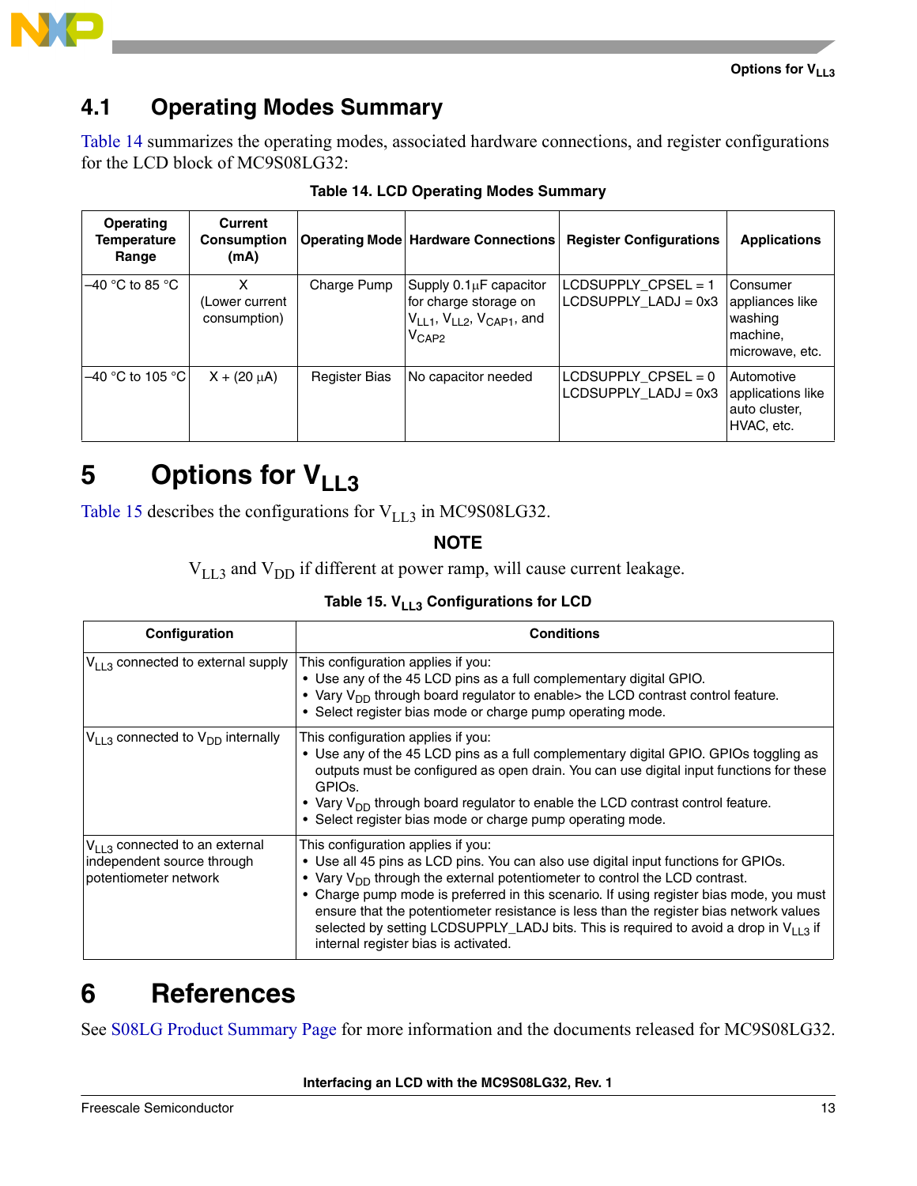## 4.1 Operating Modes Summary

Table 14 summarizes the operating modes, associated hardware connections, and register configurations for the LCD block of MC9S08LG32:

**Table 14. LCD Operating Modes Summary**

| Operating Temperature Range | Current Consumption (mA) | Operating Mode | Hardware Connections | Register Configurations | Applications |
|---|---|---|---|---|---|
| –40 °C to 85 °C | X (Lower current consumption) | Charge Pump | Supply 0.1μF capacitor for charge storage on $V_{LL1}$, $V_{LL2}$, $V_{CAP1}$, and $V_{CAP2}$ | LCDSUPPLY_CPSEL = 1 LCDSUPPLY_LADJ = 0x3 | Consumer appliances like washing machine, microwave, etc. |
| –40 °C to 105 °C | X + (20 μA) | Register Bias | No capacitor needed | LCDSUPPLY_CPSEL = 0 LCDSUPPLY_LADJ = 0x3 | Automotive applications like auto cluster, HVAC, etc. |

# 5 Options for $V_{LL3}$

Table 15 describes the configurations for $V_{LL3}$ in MC9S08LG32.

**NOTE**

$V_{LL3}$ and $V_{DD}$ if different at power ramp, will cause current leakage.

**Table 15. $V_{LL3}$ Configurations for LCD**

| Configuration | Conditions |
|---|---|
| $V_{LL3}$ connected to external supply | This configuration applies if you: • Use any of the 45 LCD pins as a full complementary digital GPIO. • Vary $V_{DD}$ through board regulator to enable> the LCD contrast control feature. • Select register bias mode or charge pump operating mode. |
| $V_{LL3}$ connected to $V_{DD}$ internally | This configuration applies if you: • Use any of the 45 LCD pins as a full complementary digital GPIO. GPIOs toggling as outputs must be configured as open drain. You can use digital input functions for these GPIOs. • Vary $V_{DD}$ through board regulator to enable the LCD contrast control feature. • Select register bias mode or charge pump operating mode. |
| $V_{LL3}$ connected to an external independent source through potentiometer network | This configuration applies if you: • Use all 45 pins as LCD pins. You can also use digital input functions for GPIOs. • Vary $V_{DD}$ through the external potentiometer to control the LCD contrast. • Charge pump mode is preferred in this scenario. If using register bias mode, you must ensure that the potentiometer resistance is less than the register bias network values selected by setting LCDSUPPLY_LADJ bits. This is required to avoid a drop in $V_{LL3}$ if internal register bias is activated. |

# 6 References

See S08LG Product Summary Page for more information and the documents released for MC9S08LG32.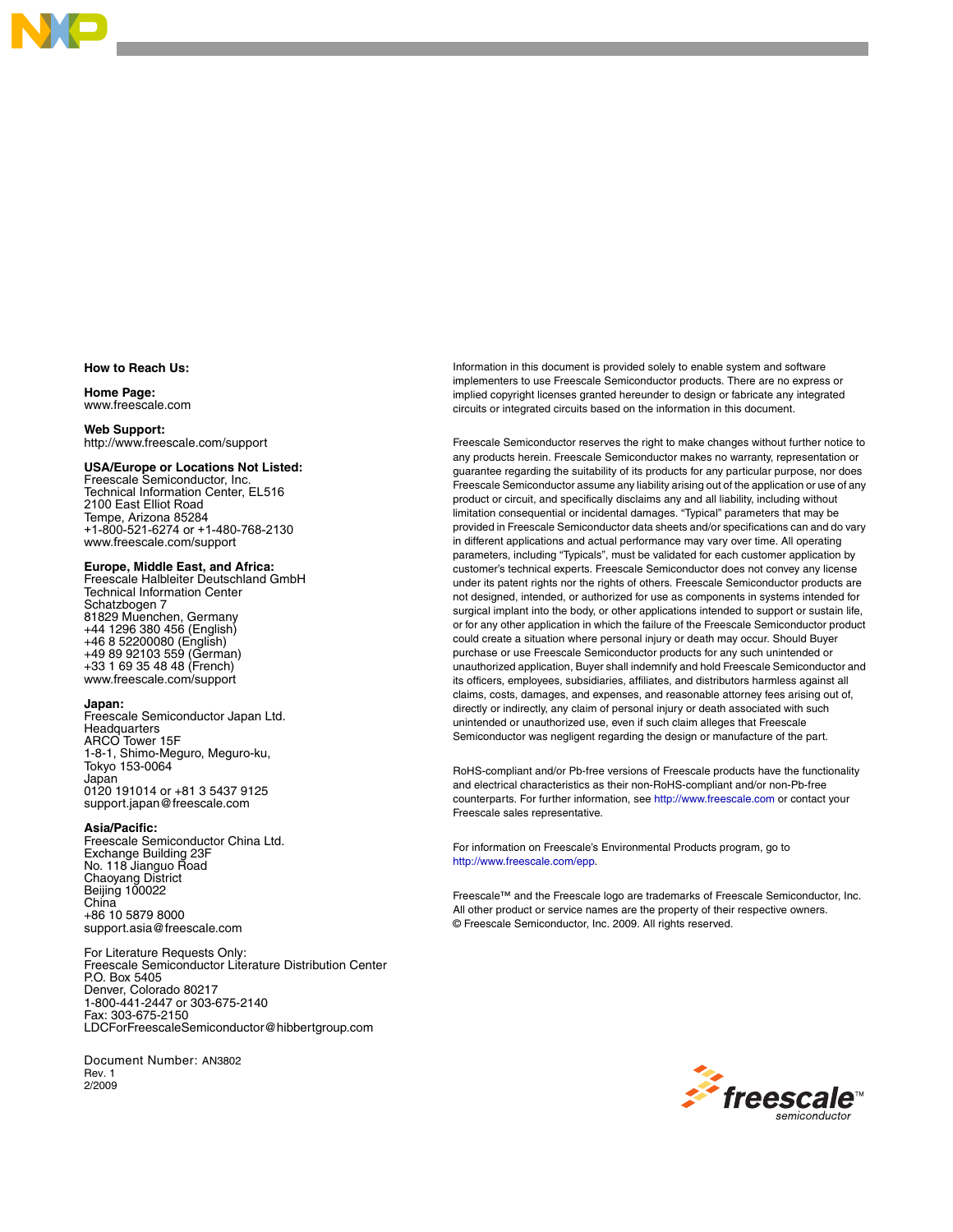**How to Reach Us:**

**Home Page:**
www.freescale.com

**Web Support:**
http://www.freescale.com/support

**USA/Europe or Locations Not Listed:**
Freescale Semiconductor, Inc.
Technical Information Center, EL516
2100 East Elliot Road
Tempe, Arizona 85284
+1-800-521-6274 or +1-480-768-2130
www.freescale.com/support

**Europe, Middle East, and Africa:**
Freescale Halbleiter Deutschland GmbH
Technical Information Center
Schatzbogen 7
81829 Muenchen, Germany
+44 1296 380 456 (English)
+46 8 52200080 (English)
+49 89 92103 559 (German)
+33 1 69 35 48 48 (French)
www.freescale.com/support

**Japan:**
Freescale Semiconductor Japan Ltd.
Headquarters
ARCO Tower 15F
1-8-1, Shimo-Meguro, Meguro-ku,
Tokyo 153-0064
Japan
0120 191014 or +81 3 5437 9125
support.japan@freescale.com

**Asia/Pacific:**
Freescale Semiconductor China Ltd.
Exchange Building 23F
No. 118 Jianguo Road
Chaoyang District
Beijing 100022
China
+86 10 5879 8000
support.asia@freescale.com

For Literature Requests Only:
Freescale Semiconductor Literature Distribution Center
P.O. Box 5405
Denver, Colorado 80217
1-800-441-2447 or 303-675-2140
Fax: 303-675-2150
LDCForFreescaleSemiconductor@hibbertgroup.com

Document Number: AN3802
Rev. 1
2/2009

Information in this document is provided solely to enable system and software implementers to use Freescale Semiconductor products. There are no express or implied copyright licenses granted hereunder to design or fabricate any integrated circuits or integrated circuits based on the information in this document.

Freescale Semiconductor reserves the right to make changes without further notice to any products herein. Freescale Semiconductor makes no warranty, representation or guarantee regarding the suitability of its products for any particular purpose, nor does Freescale Semiconductor assume any liability arising out of the application or use of any product or circuit, and specifically disclaims any and all liability, including without limitation consequential or incidental damages. "Typical" parameters that may be provided in Freescale Semiconductor data sheets and/or specifications can and do vary in different applications and actual performance may vary over time. All operating parameters, including "Typicals", must be validated for each customer application by customer's technical experts. Freescale Semiconductor does not convey any license under its patent rights nor the rights of others. Freescale Semiconductor products are not designed, intended, or authorized for use as components in systems intended for surgical implant into the body, or other applications intended to support or sustain life, or for any other application in which the failure of the Freescale Semiconductor product could create a situation where personal injury or death may occur. Should Buyer purchase or use Freescale Semiconductor products for any such unintended or unauthorized application, Buyer shall indemnify and hold Freescale Semiconductor and its officers, employees, subsidiaries, affiliates, and distributors harmless against all claims, costs, damages, and expenses, and reasonable attorney fees arising out of, directly or indirectly, any claim of personal injury or death associated with such unintended or unauthorized use, even if such claim alleges that Freescale Semiconductor was negligent regarding the design or manufacture of the part.

RoHS-compliant and/or Pb-free versions of Freescale products have the functionality and electrical characteristics as their non-RoHS-compliant and/or non-Pb-free counterparts. For further information, see http://www.freescale.com or contact your Freescale sales representative.

For information on Freescale's Environmental Products program, go to http://www.freescale.com/epp.

Freescale™ and the Freescale logo are trademarks of Freescale Semiconductor, Inc. All other product or service names are the property of their respective owners.
© Freescale Semiconductor, Inc. 2009. All rights reserved.